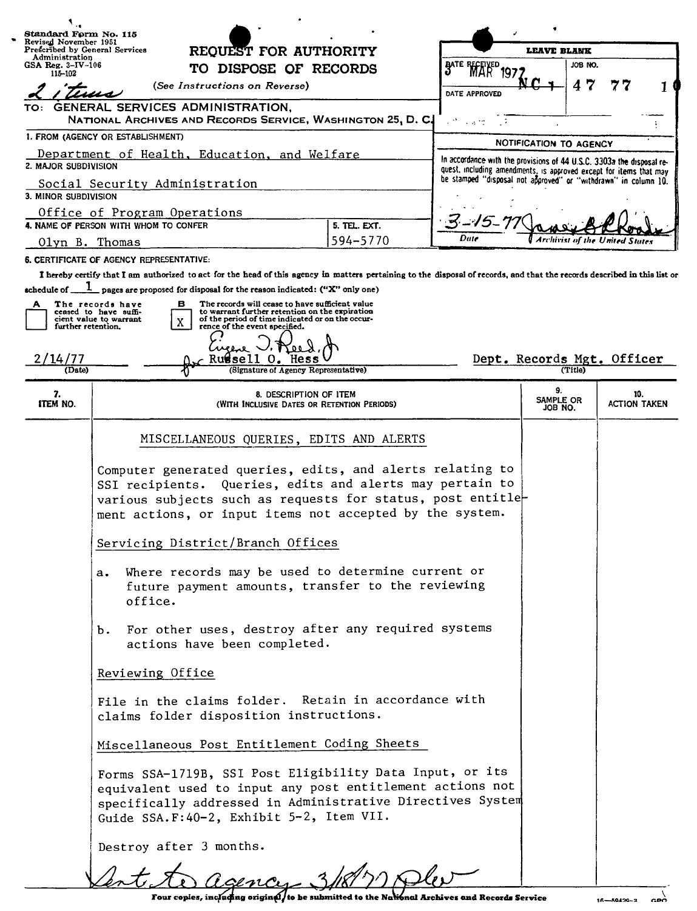Standard Form No. 115
Revised November 1951
Prescribed by General Services Administration
GSA Reg. 3-IV-106
115-102

2 items

# REQUEST FOR AUTHORITY TO DISPOSE OF RECORDS

(See Instructions on Reverse)

| LEAVE BLANK | |
|---|---|
| DATE RECEIVED 3 MAR 1977 | JOB NO. NC1-47-77-1 |
| DATE APPROVED | |

TO: GENERAL SERVICES ADMINISTRATION,
NATIONAL ARCHIVES AND RECORDS SERVICE, WASHINGTON 25, D. C.

1. FROM (AGENCY OR ESTABLISHMENT)
Department of Health, Education, and Welfare

2. MAJOR SUBDIVISION
Social Security Administration

3. MINOR SUBDIVISION
Office of Program Operations

4. NAME OF PERSON WITH WHOM TO CONFER
Olyn B. Thomas

5. TEL. EXT.
594-5770

NOTIFICATION TO AGENCY

In accordance with the provisions of 44 U.S.C. 3303a the disposal request, including amendments, is approved except for items that may be stamped "disposal not approved" or "withdrawn" in column 10.

3-15-77 — Date
James B. Rhoads — Archivist of the United States

6. CERTIFICATE OF AGENCY REPRESENTATIVE:

I hereby certify that I am authorized to act for the head of this agency in matters pertaining to the disposal of records, and that the records described in this list or schedule of 1 pages are proposed for disposal for the reason indicated: ("X" only one)

A [ ] The records have ceased to have sufficient value to warrant further retention.

B [X] The records will cease to have sufficient value to warrant further retention on the expiration of the period of time indicated or on the occurrence of the event specified.

2/14/77 (Date)
Eugene J. Reed, Jr. for Russell O. Hess (Signature of Agency Representative)
Dept. Records Mgt. Officer (Title)

| 7. ITEM NO. | 8. DESCRIPTION OF ITEM (WITH INCLUSIVE DATES OR RETENTION PERIODS) | 9. SAMPLE OR JOB NO. | 10. ACTION TAKEN |
|---|---|---|---|
| | MISCELLANEOUS QUERIES, EDITS AND ALERTS<br><br>Computer generated queries, edits, and alerts relating to SSI recipients. Queries, edits and alerts may pertain to various subjects such as requests for status, post entitlement actions, or input items not accepted by the system.<br><br>Servicing District/Branch Offices<br><br>a. Where records may be used to determine current or future payment amounts, transfer to the reviewing office.<br><br>b. For other uses, destroy after any required systems actions have been completed.<br><br>Reviewing Office<br><br>File in the claims folder. Retain in accordance with claims folder disposition instructions.<br><br>Miscellaneous Post Entitlement Coding Sheets<br><br>Forms SSA-1719B, SSI Post Eligibility Data Input, or its equivalent used to input any post entitlement actions not specifically addressed in Administrative Directives System Guide SSA.F:40-2, Exhibit 5-2, Item VII.<br><br>Destroy after 3 months. | | |

Sent to agency 3/18/77 plw

Four copies, including original, to be submitted to the National Archives and Records Service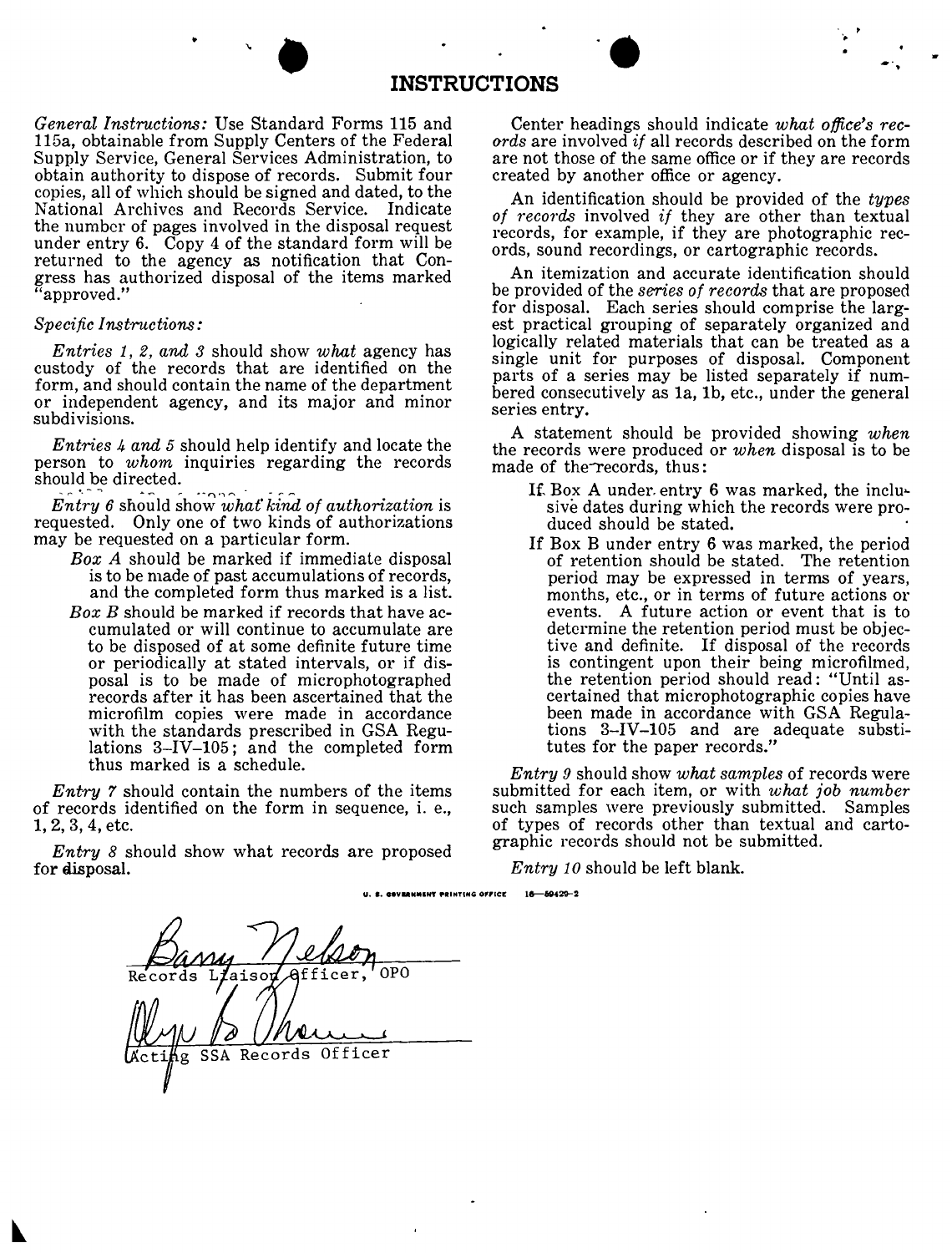# INSTRUCTIONS

*General Instructions:* Use Standard Forms 115 and 115a, obtainable from Supply Centers of the Federal Supply Service, General Services Administration, to obtain authority to dispose of records. Submit four copies, all of which should be signed and dated, to the National Archives and Records Service. Indicate the number of pages involved in the disposal request under entry 6. Copy 4 of the standard form will be returned to the agency as notification that Congress has authorized disposal of the items marked "approved."

*Specific Instructions:*

*Entries 1, 2, and 3* should show *what* agency has custody of the records that are identified on the form, and should contain the name of the department or independent agency, and its major and minor subdivisions.

*Entries 4 and 5* should help identify and locate the person to *whom* inquiries regarding the records should be directed.

*Entry 6* should show *what kind of authorization* is requested. Only one of two kinds of authorizations may be requested on a particular form.

- *Box A* should be marked if immediate disposal is to be made of past accumulations of records, and the completed form thus marked is a list.
- *Box B* should be marked if records that have accumulated or will continue to accumulate are to be disposed of at some definite future time or periodically at stated intervals, or if disposal is to be made of microphotographed records after it has been ascertained that the microfilm copies were made in accordance with the standards prescribed in GSA Regulations 3–IV–105; and the completed form thus marked is a schedule.

*Entry 7* should contain the numbers of the items of records identified on the form in sequence, i. e., 1, 2, 3, 4, etc.

*Entry 8* should show what records are proposed for disposal.

Center headings should indicate *what office's records* are involved *if* all records described on the form are not those of the same office or if they are records created by another office or agency.

An identification should be provided of the *types of records* involved *if* they are other than textual records, for example, if they are photographic records, sound recordings, or cartographic records.

An itemization and accurate identification should be provided of the *series of records* that are proposed for disposal. Each series should comprise the largest practical grouping of separately organized and logically related materials that can be treated as a single unit for purposes of disposal. Component parts of a series may be listed separately if numbered consecutively as 1a, 1b, etc., under the general series entry.

A statement should be provided showing *when* the records were produced or *when* disposal is to be made of the records, thus:

- If Box A under entry 6 was marked, the inclusive dates during which the records were produced should be stated.
- If Box B under entry 6 was marked, the period of retention should be stated. The retention period may be expressed in terms of years, months, etc., or in terms of future actions or events. A future action or event that is to determine the retention period must be objective and definite. If disposal of the records is contingent upon their being microfilmed, the retention period should read: "Until ascertained that microphotographic copies have been made in accordance with GSA Regulations 3–IV–105 and are adequate substitutes for the paper records."

*Entry 9* should show *what samples* of records were submitted for each item, or with *what job number* such samples were previously submitted. Samples of types of records other than textual and cartographic records should not be submitted.

*Entry 10* should be left blank.

U. S. GOVERNMENT PRINTING OFFICE 16—59429-2

Barry Nelson
Records Liaison Officer, OPO

Acting SSA Records Officer